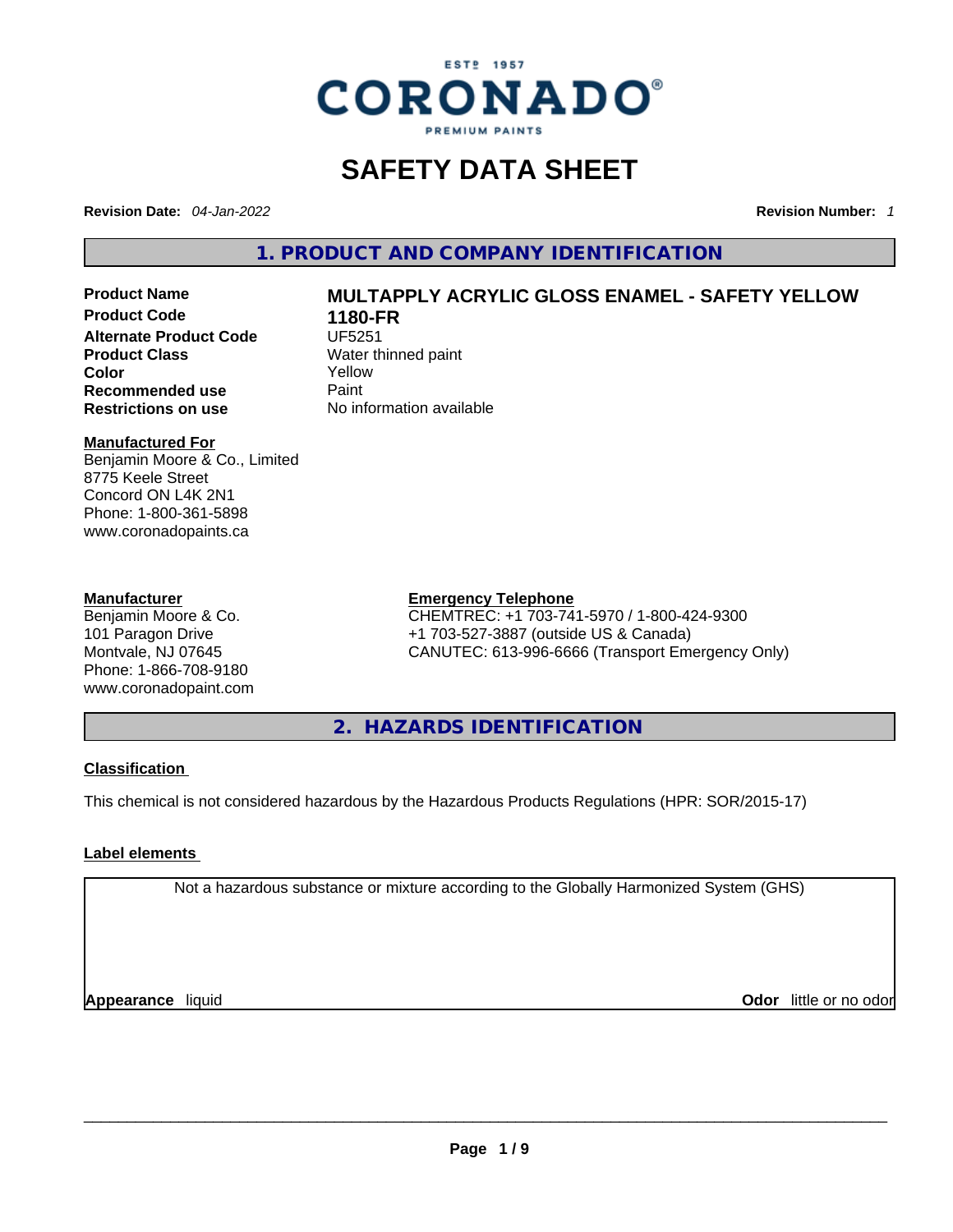ESTᴰ 1957

**CORONADO®**

PREMIUM PAINTS

# SAFETY DATA SHEET

**Revision Date:** *04-Jan-2022* **Revision Number:** *1*

## 1. PRODUCT AND COMPANY IDENTIFICATION

| | |
|---|---|
| **Product Name** | **MULTAPPLY ACRYLIC GLOSS ENAMEL - SAFETY YELLOW** |
| **Product Code** | **1180-FR** |
| **Alternate Product Code** | UF5251 |
| **Product Class** | Water thinned paint |
| **Color** | Yellow |
| **Recommended use** | Paint |
| **Restrictions on use** | No information available |

**Manufactured For**
Benjamin Moore & Co., Limited
8775 Keele Street
Concord ON L4K 2N1
Phone: 1-800-361-5898
www.coronadopaints.ca

**Manufacturer**
Benjamin Moore & Co.
101 Paragon Drive
Montvale, NJ 07645
Phone: 1-866-708-9180
www.coronadopaint.com

**Emergency Telephone**
CHEMTREC: +1 703-741-5970 / 1-800-424-9300
+1 703-527-3887 (outside US & Canada)
CANUTEC: 613-996-6666 (Transport Emergency Only)

## 2. HAZARDS IDENTIFICATION

**Classification**

This chemical is not considered hazardous by the Hazardous Products Regulations (HPR: SOR/2015-17)

**Label elements**

Not a hazardous substance or mixture according to the Globally Harmonized System (GHS)

**Appearance** liquid **Odor** little or no odor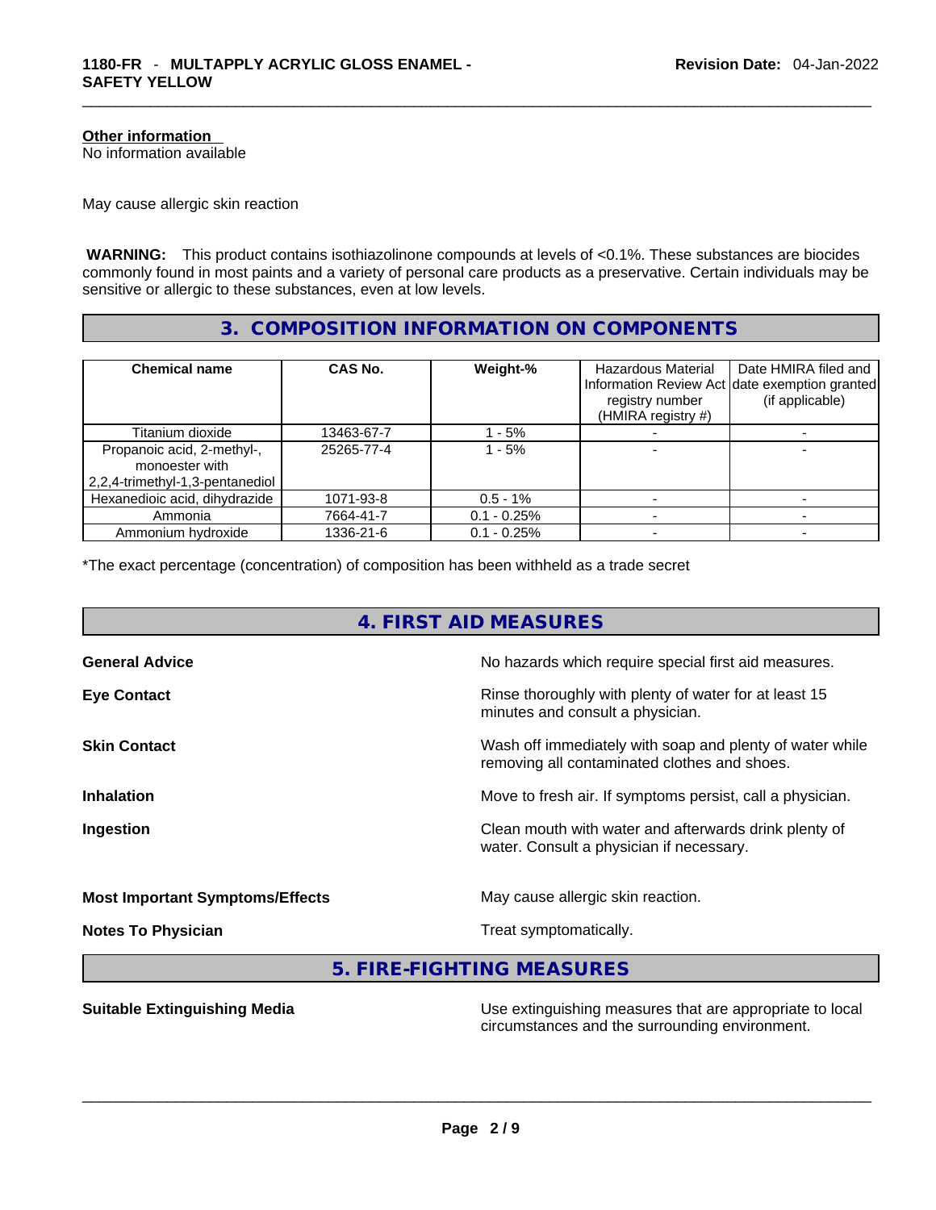**Other information**
No information available

May cause allergic skin reaction

**WARNING:** This product contains isothiazolinone compounds at levels of <0.1%. These substances are biocides commonly found in most paints and a variety of personal care products as a preservative. Certain individuals may be sensitive or allergic to these substances, even at low levels.

## 3. COMPOSITION INFORMATION ON COMPONENTS

| Chemical name | CAS No. | Weight-% | Hazardous Material Information Review Act registry number (HMIRA registry #) | Date HMIRA filed and date exemption granted (if applicable) |
|---|---|---|---|---|
| Titanium dioxide | 13463-67-7 | 1 - 5% | - | - |
| Propanoic acid, 2-methyl-, monoester with 2,2,4-trimethyl-1,3-pentanediol | 25265-77-4 | 1 - 5% | - | - |
| Hexanedioic acid, dihydrazide | 1071-93-8 | 0.5 - 1% | - | - |
| Ammonia | 7664-41-7 | 0.1 - 0.25% | - | - |
| Ammonium hydroxide | 1336-21-6 | 0.1 - 0.25% | - | - |

*The exact percentage (concentration) of composition has been withheld as a trade secret

## 4. FIRST AID MEASURES

**General Advice** No hazards which require special first aid measures.

**Eye Contact** Rinse thoroughly with plenty of water for at least 15 minutes and consult a physician.

**Skin Contact** Wash off immediately with soap and plenty of water while removing all contaminated clothes and shoes.

**Inhalation** Move to fresh air. If symptoms persist, call a physician.

**Ingestion** Clean mouth with water and afterwards drink plenty of water. Consult a physician if necessary.

**Most Important Symptoms/Effects** May cause allergic skin reaction.

**Notes To Physician** Treat symptomatically.

## 5. FIRE-FIGHTING MEASURES

**Suitable Extinguishing Media** Use extinguishing measures that are appropriate to local circumstances and the surrounding environment.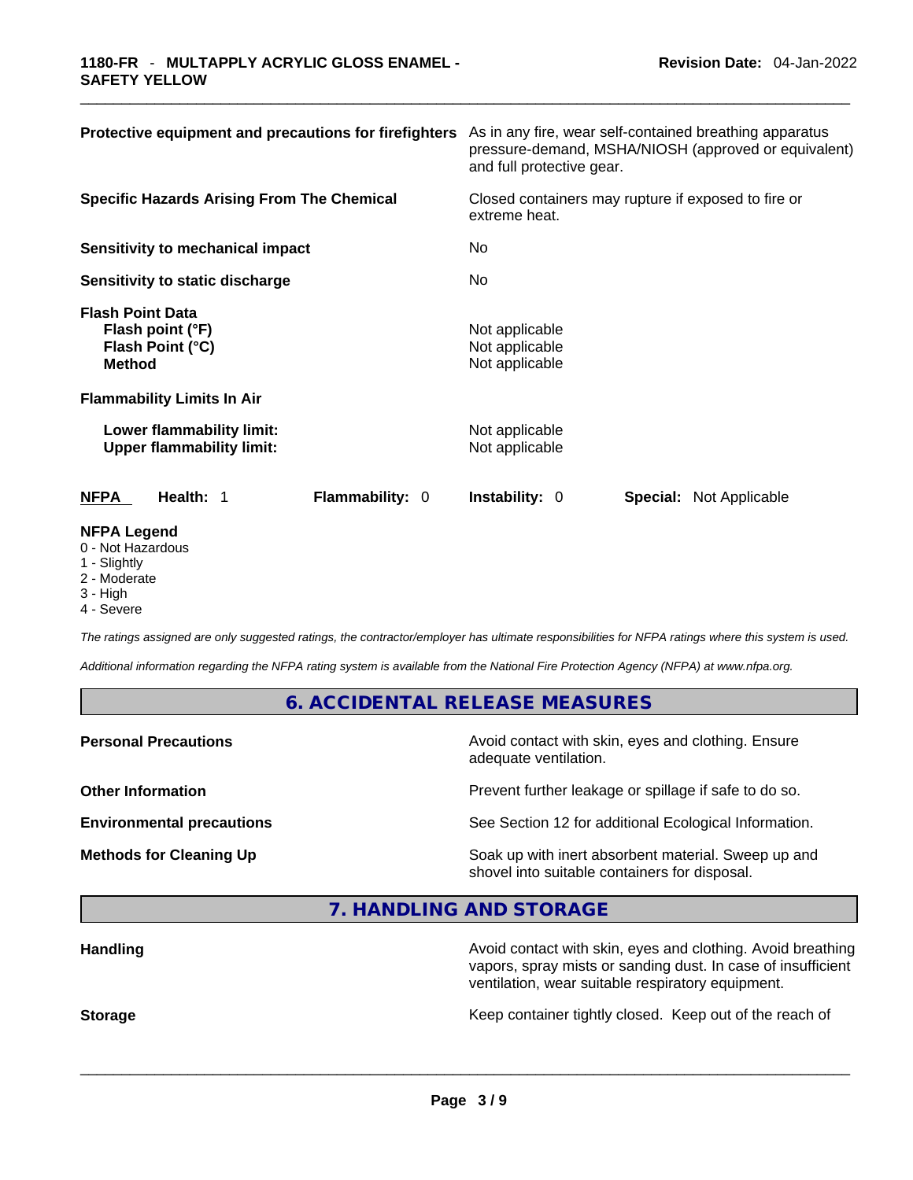| | |
|---|---|
| **Protective equipment and precautions for firefighters** | As in any fire, wear self-contained breathing apparatus pressure-demand, MSHA/NIOSH (approved or equivalent) and full protective gear. |
| **Specific Hazards Arising From The Chemical** | Closed containers may rupture if exposed to fire or extreme heat. |
| **Sensitivity to mechanical impact** | No |
| **Sensitivity to static discharge** | No |

**Flash Point Data**

| | |
|---|---|
| **Flash point (°F)** | Not applicable |
| **Flash Point (°C)** | Not applicable |
| **Method** | Not applicable |

**Flammability Limits In Air**

| | |
|---|---|
| **Lower flammability limit:** | Not applicable |
| **Upper flammability limit:** | Not applicable |

| **NFPA** | **Health:** 1 | **Flammability:** 0 | **Instability:** 0 | **Special:** Not Applicable |
|---|---|---|---|---|

**NFPA Legend**
- 0 - Not Hazardous
- 1 - Slightly
- 2 - Moderate
- 3 - High
- 4 - Severe

*The ratings assigned are only suggested ratings, the contractor/employer has ultimate responsibilities for NFPA ratings where this system is used.*

*Additional information regarding the NFPA rating system is available from the National Fire Protection Agency (NFPA) at www.nfpa.org.*

## 6. ACCIDENTAL RELEASE MEASURES

| | |
|---|---|
| **Personal Precautions** | Avoid contact with skin, eyes and clothing. Ensure adequate ventilation. |
| **Other Information** | Prevent further leakage or spillage if safe to do so. |
| **Environmental precautions** | See Section 12 for additional Ecological Information. |
| **Methods for Cleaning Up** | Soak up with inert absorbent material. Sweep up and shovel into suitable containers for disposal. |

## 7. HANDLING AND STORAGE

| | |
|---|---|
| **Handling** | Avoid contact with skin, eyes and clothing. Avoid breathing vapors, spray mists or sanding dust. In case of insufficient ventilation, wear suitable respiratory equipment. |
| **Storage** | Keep container tightly closed. Keep out of the reach of |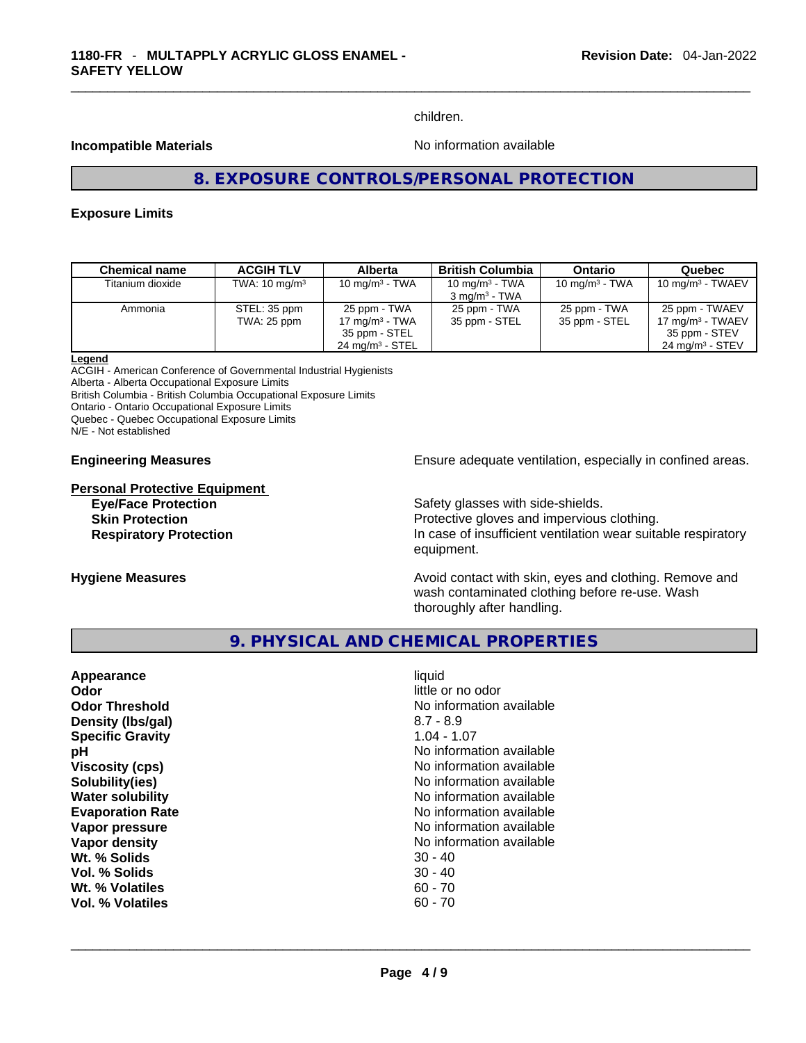children.

**Incompatible Materials** No information available

## 8. EXPOSURE CONTROLS/PERSONAL PROTECTION

### Exposure Limits

| Chemical name | ACGIH TLV | Alberta | British Columbia | Ontario | Quebec |
|---|---|---|---|---|---|
| Titanium dioxide | TWA: 10 mg/m³ | 10 mg/m³ - TWA | 10 mg/m³ - TWA<br>3 mg/m³ - TWA | 10 mg/m³ - TWA | 10 mg/m³ - TWAEV |
| Ammonia | STEL: 35 ppm<br>TWA: 25 ppm | 25 ppm - TWA<br>17 mg/m³ - TWA<br>35 ppm - STEL<br>24 mg/m³ - STEL | 25 ppm - TWA<br>35 ppm - STEL | 25 ppm - TWA<br>35 ppm - STEL | 25 ppm - TWAEV<br>17 mg/m³ - TWAEV<br>35 ppm - STEV<br>24 mg/m³ - STEV |

**Legend**
ACGIH - American Conference of Governmental Industrial Hygienists
Alberta - Alberta Occupational Exposure Limits
British Columbia - British Columbia Occupational Exposure Limits
Ontario - Ontario Occupational Exposure Limits
Quebec - Quebec Occupational Exposure Limits
N/E - Not established

**Engineering Measures** Ensure adequate ventilation, especially in confined areas.

**Personal Protective Equipment**

**Eye/Face Protection** Safety glasses with side-shields.
**Skin Protection** Protective gloves and impervious clothing.
**Respiratory Protection** In case of insufficient ventilation wear suitable respiratory equipment.

**Hygiene Measures** Avoid contact with skin, eyes and clothing. Remove and wash contaminated clothing before re-use. Wash thoroughly after handling.

## 9. PHYSICAL AND CHEMICAL PROPERTIES

**Appearance** liquid
**Odor** little or no odor
**Odor Threshold** No information available
**Density (lbs/gal)** 8.7 - 8.9
**Specific Gravity** 1.04 - 1.07
**pH** No information available
**Viscosity (cps)** No information available
**Solubility(ies)** No information available
**Water solubility** No information available
**Evaporation Rate** No information available
**Vapor pressure** No information available
**Vapor density** No information available
**Wt. % Solids** 30 - 40
**Vol. % Solids** 30 - 40
**Wt. % Volatiles** 60 - 70
**Vol. % Volatiles** 60 - 70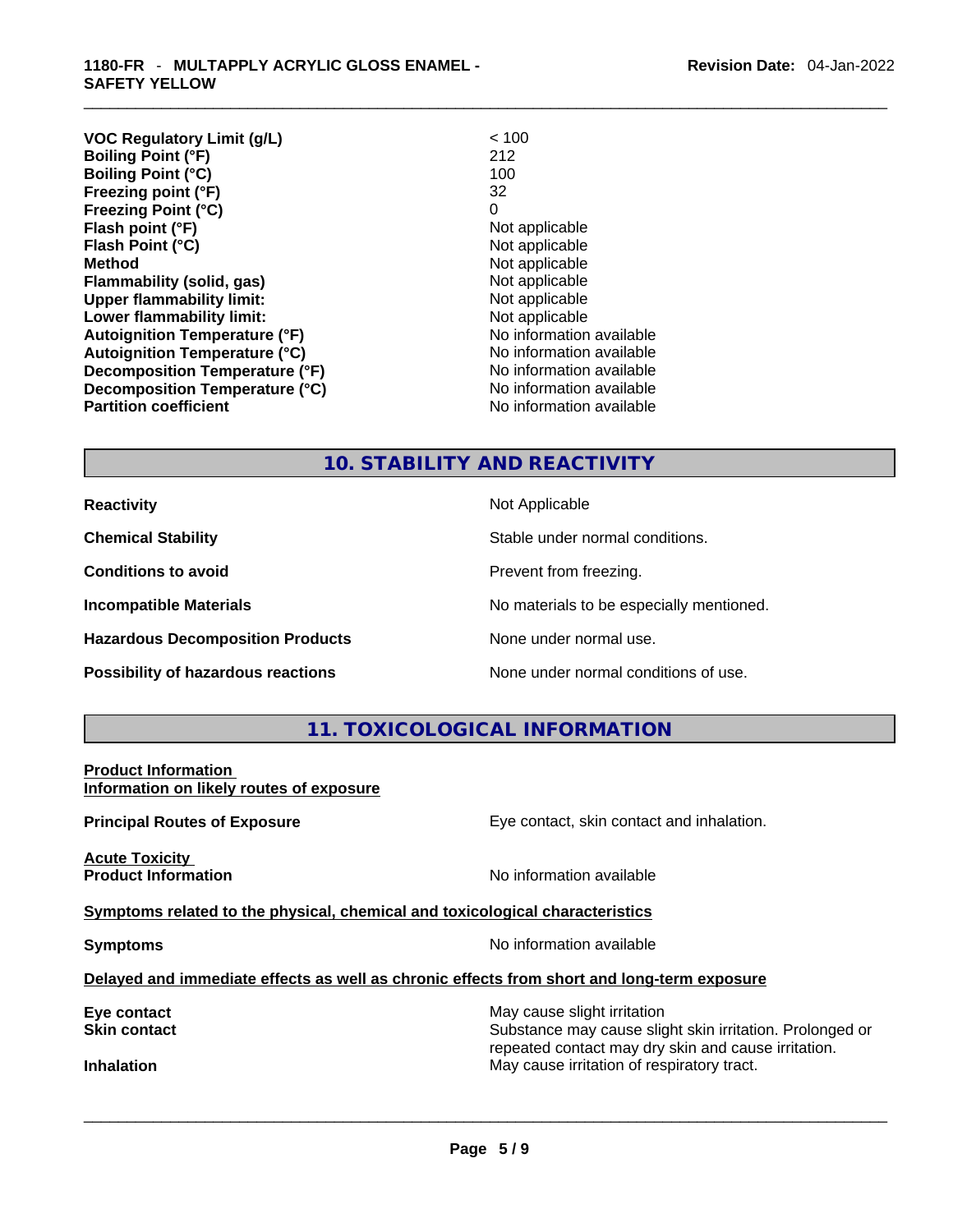| | |
|---|---|
| **VOC Regulatory Limit (g/L)** | < 100 |
| **Boiling Point (°F)** | 212 |
| **Boiling Point (°C)** | 100 |
| **Freezing point (°F)** | 32 |
| **Freezing Point (°C)** | 0 |
| **Flash point (°F)** | Not applicable |
| **Flash Point (°C)** | Not applicable |
| **Method** | Not applicable |
| **Flammability (solid, gas)** | Not applicable |
| **Upper flammability limit:** | Not applicable |
| **Lower flammability limit:** | Not applicable |
| **Autoignition Temperature (°F)** | No information available |
| **Autoignition Temperature (°C)** | No information available |
| **Decomposition Temperature (°F)** | No information available |
| **Decomposition Temperature (°C)** | No information available |
| **Partition coefficient** | No information available |

## 10. STABILITY AND REACTIVITY

| | |
|---|---|
| **Reactivity** | Not Applicable |
| **Chemical Stability** | Stable under normal conditions. |
| **Conditions to avoid** | Prevent from freezing. |
| **Incompatible Materials** | No materials to be especially mentioned. |
| **Hazardous Decomposition Products** | None under normal use. |
| **Possibility of hazardous reactions** | None under normal conditions of use. |

## 11. TOXICOLOGICAL INFORMATION

**Product Information**
**Information on likely routes of exposure**

**Principal Routes of Exposure** — Eye contact, skin contact and inhalation.

**Acute Toxicity**
**Product Information** — No information available

**Symptoms related to the physical, chemical and toxicological characteristics**

**Symptoms** — No information available

**Delayed and immediate effects as well as chronic effects from short and long-term exposure**

| | |
|---|---|
| **Eye contact** | May cause slight irritation |
| **Skin contact** | Substance may cause slight skin irritation. Prolonged or repeated contact may dry skin and cause irritation. |
| **Inhalation** | May cause irritation of respiratory tract. |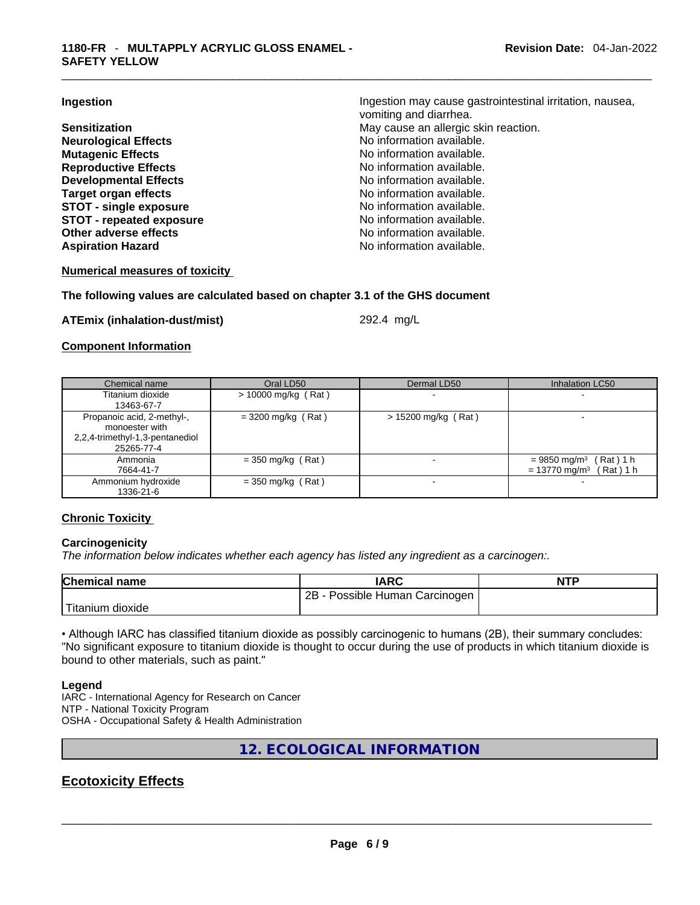| | |
|---|---|
| **Ingestion** | Ingestion may cause gastrointestinal irritation, nausea, vomiting and diarrhea. |
| **Sensitization** | May cause an allergic skin reaction. |
| **Neurological Effects** | No information available. |
| **Mutagenic Effects** | No information available. |
| **Reproductive Effects** | No information available. |
| **Developmental Effects** | No information available. |
| **Target organ effects** | No information available. |
| **STOT - single exposure** | No information available. |
| **STOT - repeated exposure** | No information available. |
| **Other adverse effects** | No information available. |
| **Aspiration Hazard** | No information available. |

**Numerical measures of toxicity**

**The following values are calculated based on chapter 3.1 of the GHS document**

**ATEmix (inhalation-dust/mist)** 292.4 mg/L

**Component Information**

| Chemical name | Oral LD50 | Dermal LD50 | Inhalation LC50 |
|---|---|---|---|
| Titanium dioxide 13463-67-7 | > 10000 mg/kg ( Rat ) | - | - |
| Propanoic acid, 2-methyl-, monoester with 2,2,4-trimethyl-1,3-pentanediol 25265-77-4 | = 3200 mg/kg ( Rat ) | > 15200 mg/kg ( Rat ) | - |
| Ammonia 7664-41-7 | = 350 mg/kg ( Rat ) | - | = 9850 mg/m³ ( Rat ) 1 h<br>= 13770 mg/m³ ( Rat ) 1 h |
| Ammonium hydroxide 1336-21-6 | = 350 mg/kg ( Rat ) | - | - |

**Chronic Toxicity**

**Carcinogenicity**

*The information below indicates whether each agency has listed any ingredient as a carcinogen:.*

| Chemical name | IARC | NTP |
|---|---|---|
| Titanium dioxide | 2B - Possible Human Carcinogen | |

• Although IARC has classified titanium dioxide as possibly carcinogenic to humans (2B), their summary concludes: "No significant exposure to titanium dioxide is thought to occur during the use of products in which titanium dioxide is bound to other materials, such as paint."

**Legend**

IARC - International Agency for Research on Cancer
NTP - National Toxicity Program
OSHA - Occupational Safety & Health Administration

## 12. ECOLOGICAL INFORMATION

## Ecotoxicity Effects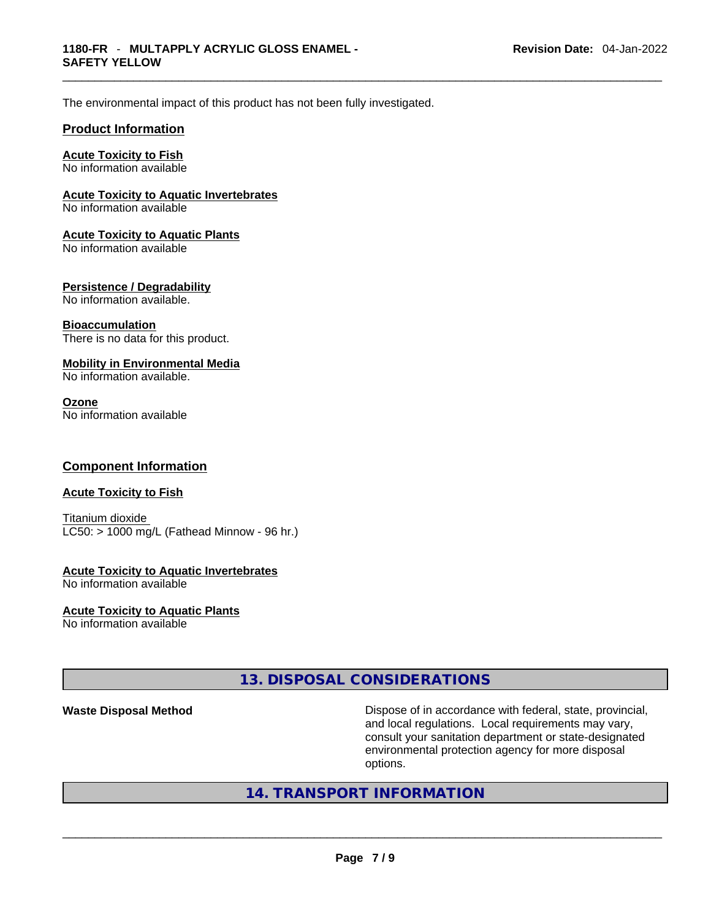The environmental impact of this product has not been fully investigated.

## Product Information

**Acute Toxicity to Fish**
No information available

**Acute Toxicity to Aquatic Invertebrates**
No information available

**Acute Toxicity to Aquatic Plants**
No information available

**Persistence / Degradability**
No information available.

**Bioaccumulation**
There is no data for this product.

**Mobility in Environmental Media**
No information available.

**Ozone**
No information available

## Component Information

**Acute Toxicity to Fish**

Titanium dioxide
LC50: > 1000 mg/L (Fathead Minnow - 96 hr.)

**Acute Toxicity to Aquatic Invertebrates**
No information available

**Acute Toxicity to Aquatic Plants**
No information available

# 13. DISPOSAL CONSIDERATIONS

**Waste Disposal Method** — Dispose of in accordance with federal, state, provincial, and local regulations. Local requirements may vary, consult your sanitation department or state-designated environmental protection agency for more disposal options.

# 14. TRANSPORT INFORMATION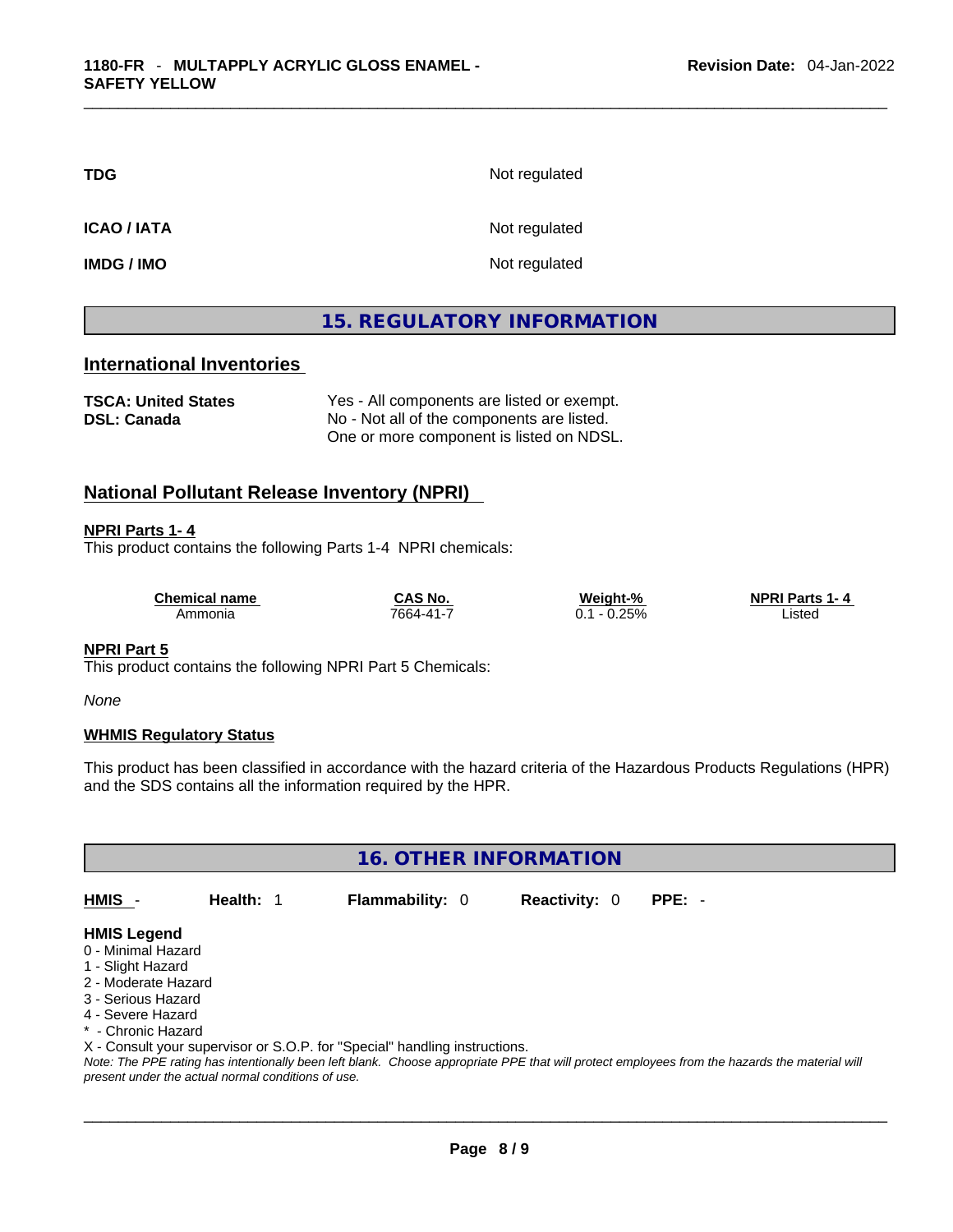| | |
|---|---|
| **TDG** | Not regulated |
| **ICAO / IATA** | Not regulated |
| **IMDG / IMO** | Not regulated |

## 15. REGULATORY INFORMATION

### International Inventories

| | |
|---|---|
| **TSCA: United States** | Yes - All components are listed or exempt. |
| **DSL: Canada** | No - Not all of the components are listed. One or more component is listed on NDSL. |

### National Pollutant Release Inventory (NPRI)

**NPRI Parts 1- 4**

This product contains the following Parts 1-4 NPRI chemicals:

| Chemical name | CAS No. | Weight-% | NPRI Parts 1- 4 |
|---|---|---|---|
| Ammonia | 7664-41-7 | 0.1 - 0.25% | Listed |

**NPRI Part 5**

This product contains the following NPRI Part 5 Chemicals:

*None*

**WHMIS Regulatory Status**

This product has been classified in accordance with the hazard criteria of the Hazardous Products Regulations (HPR) and the SDS contains all the information required by the HPR.

## 16. OTHER INFORMATION

| HMIS - | Health: 1 | Flammability: 0 | Reactivity: 0 | PPE: - |
|---|---|---|---|---|

**HMIS Legend**

0 - Minimal Hazard
1 - Slight Hazard
2 - Moderate Hazard
3 - Serious Hazard
4 - Severe Hazard
* - Chronic Hazard
X - Consult your supervisor or S.O.P. for "Special" handling instructions.

*Note: The PPE rating has intentionally been left blank. Choose appropriate PPE that will protect employees from the hazards the material will present under the actual normal conditions of use.*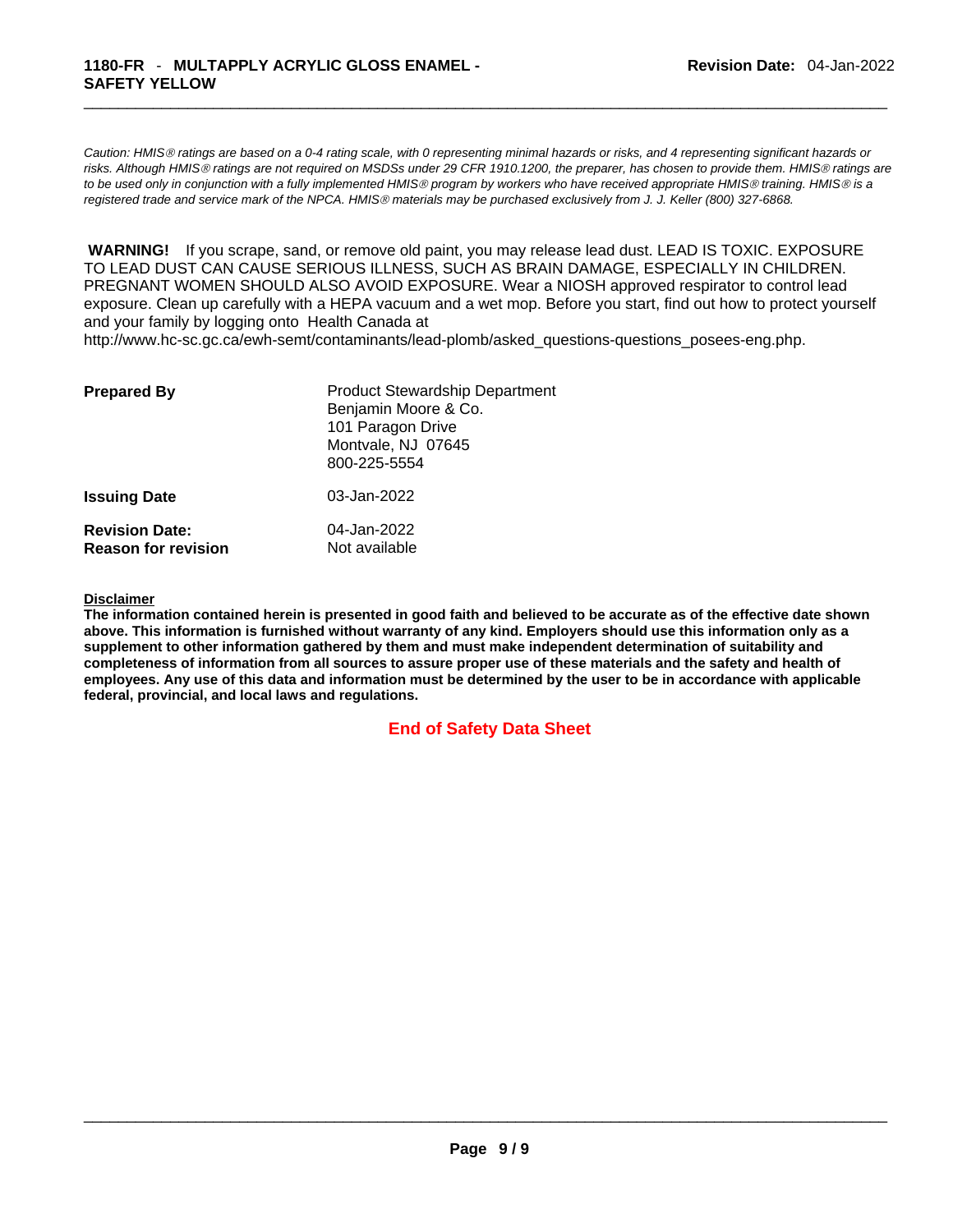*Caution: HMIS® ratings are based on a 0-4 rating scale, with 0 representing minimal hazards or risks, and 4 representing significant hazards or risks. Although HMIS® ratings are not required on MSDSs under 29 CFR 1910.1200, the preparer, has chosen to provide them. HMIS® ratings are to be used only in conjunction with a fully implemented HMIS® program by workers who have received appropriate HMIS® training. HMIS® is a registered trade and service mark of the NPCA. HMIS® materials may be purchased exclusively from J. J. Keller (800) 327-6868.*

**WARNING!** If you scrape, sand, or remove old paint, you may release lead dust. LEAD IS TOXIC. EXPOSURE TO LEAD DUST CAN CAUSE SERIOUS ILLNESS, SUCH AS BRAIN DAMAGE, ESPECIALLY IN CHILDREN. PREGNANT WOMEN SHOULD ALSO AVOID EXPOSURE. Wear a NIOSH approved respirator to control lead exposure. Clean up carefully with a HEPA vacuum and a wet mop. Before you start, find out how to protect yourself and your family by logging onto Health Canada at http://www.hc-sc.gc.ca/ewh-semt/contaminants/lead-plomb/asked_questions-questions_posees-eng.php.

| | |
|---|---|
| **Prepared By** | Product Stewardship Department<br>Benjamin Moore & Co.<br>101 Paragon Drive<br>Montvale, NJ 07645<br>800-225-5554 |
| **Issuing Date** | 03-Jan-2022 |
| **Revision Date:** | 04-Jan-2022 |
| **Reason for revision** | Not available |

**Disclaimer**

**The information contained herein is presented in good faith and believed to be accurate as of the effective date shown above. This information is furnished without warranty of any kind. Employers should use this information only as a supplement to other information gathered by them and must make independent determination of suitability and completeness of information from all sources to assure proper use of these materials and the safety and health of employees. Any use of this data and information must be determined by the user to be in accordance with applicable federal, provincial, and local laws and regulations.**

**End of Safety Data Sheet**